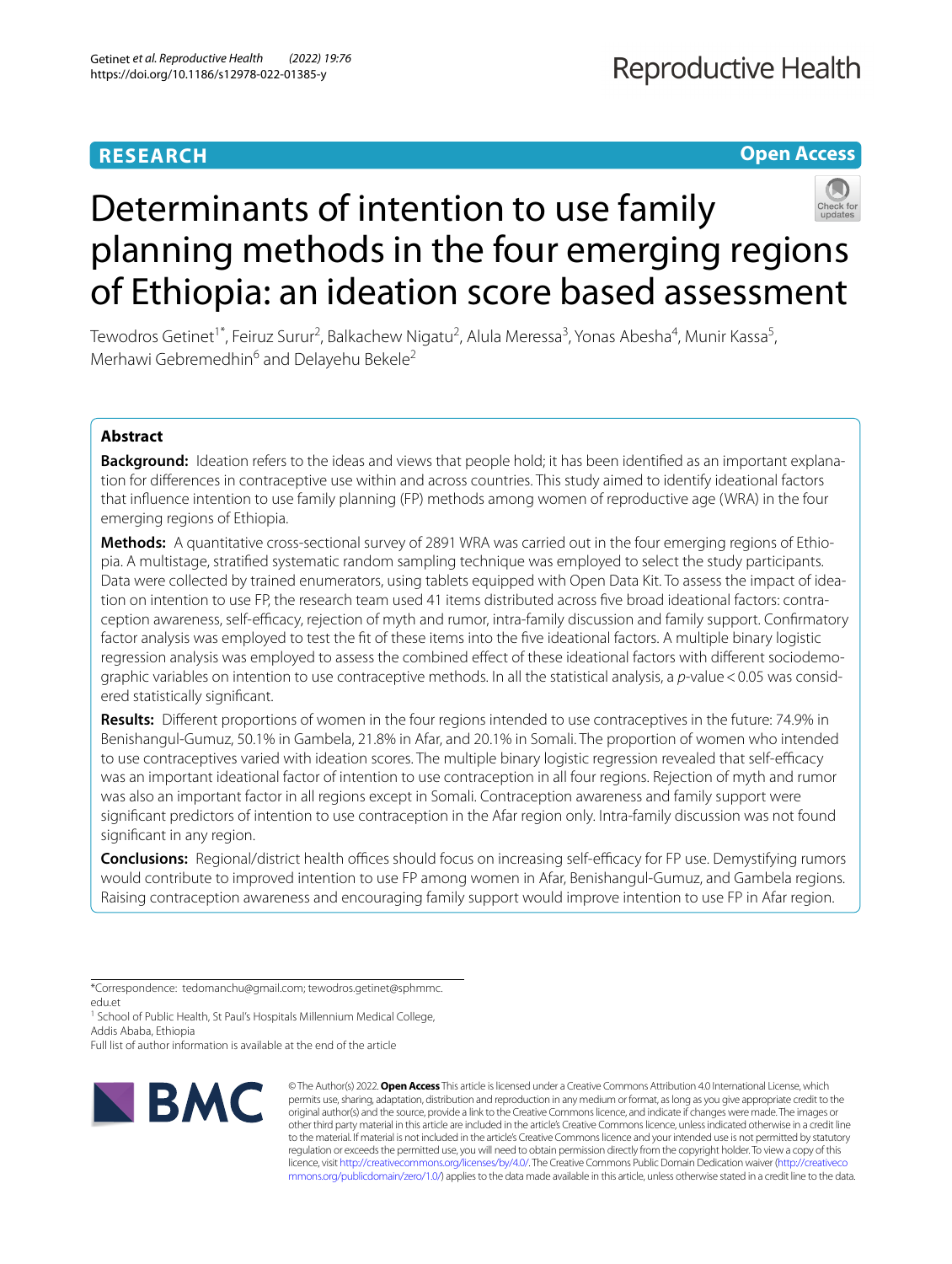# Determinants of intention to use family planning methods in the four emerging regions of Ethiopia: an ideation score based assessment

Tewodros Getinet[1*], Feiruz Surur[2], Balkachew Nigatu[2], Alula Meressa[3], Yonas Abesha[4], Munir Kassa[5], Merhawi Gebremedhin[6] and Delayehu Bekele[2]

## Abstract

**Background:** Ideation refers to the ideas and views that people hold; it has been identified as an important explanation for differences in contraceptive use within and across countries. This study aimed to identify ideational factors that influence intention to use family planning (FP) methods among women of reproductive age (WRA) in the four emerging regions of Ethiopia.

**Methods:** A quantitative cross-sectional survey of 2891 WRA was carried out in the four emerging regions of Ethiopia. A multistage, stratified systematic random sampling technique was employed to select the study participants. Data were collected by trained enumerators, using tablets equipped with Open Data Kit. To assess the impact of ideation on intention to use FP, the research team used 41 items distributed across five broad ideational factors: contraception awareness, self-efficacy, rejection of myth and rumor, intra-family discussion and family support. Confirmatory factor analysis was employed to test the fit of these items into the five ideational factors. A multiple binary logistic regression analysis was employed to assess the combined effect of these ideational factors with different sociodemographic variables on intention to use contraceptive methods. In all the statistical analysis, a *p*-value $< 0.05$ was considered statistically significant.

**Results:** Different proportions of women in the four regions intended to use contraceptives in the future: 74.9% in Benishangul-Gumuz, 50.1% in Gambela, 21.8% in Afar, and 20.1% in Somali. The proportion of women who intended to use contraceptives varied with ideation scores. The multiple binary logistic regression revealed that self-efficacy was an important ideational factor of intention to use contraception in all four regions. Rejection of myth and rumor was also an important factor in all regions except in Somali. Contraception awareness and family support were significant predictors of intention to use contraception in the Afar region only. Intra-family discussion was not found significant in any region.

**Conclusions:** Regional/district health offices should focus on increasing self-efficacy for FP use. Demystifying rumors would contribute to improved intention to use FP among women in Afar, Benishangul-Gumuz, and Gambela regions. Raising contraception awareness and encouraging family support would improve intention to use FP in Afar region.

*Correspondence: tedomanchu@gmail.com; tewodros.getinet@sphmmc.edu.et

[1] School of Public Health, St Paul's Hospitals Millennium Medical College, Addis Ababa, Ethiopia

Full list of author information is available at the end of the article

© The Author(s) 2022. **Open Access** This article is licensed under a Creative Commons Attribution 4.0 International License, which permits use, sharing, adaptation, distribution and reproduction in any medium or format, as long as you give appropriate credit to the original author(s) and the source, provide a link to the Creative Commons licence, and indicate if changes were made. The images or other third party material in this article are included in the article's Creative Commons licence, unless indicated otherwise in a credit line to the material. If material is not included in the article's Creative Commons licence and your intended use is not permitted by statutory regulation or exceeds the permitted use, you will need to obtain permission directly from the copyright holder. To view a copy of this licence, visit http://creativecommons.org/licenses/by/4.0/. The Creative Commons Public Domain Dedication waiver (http://creativecommons.org/publicdomain/zero/1.0/) applies to the data made available in this article, unless otherwise stated in a credit line to the data.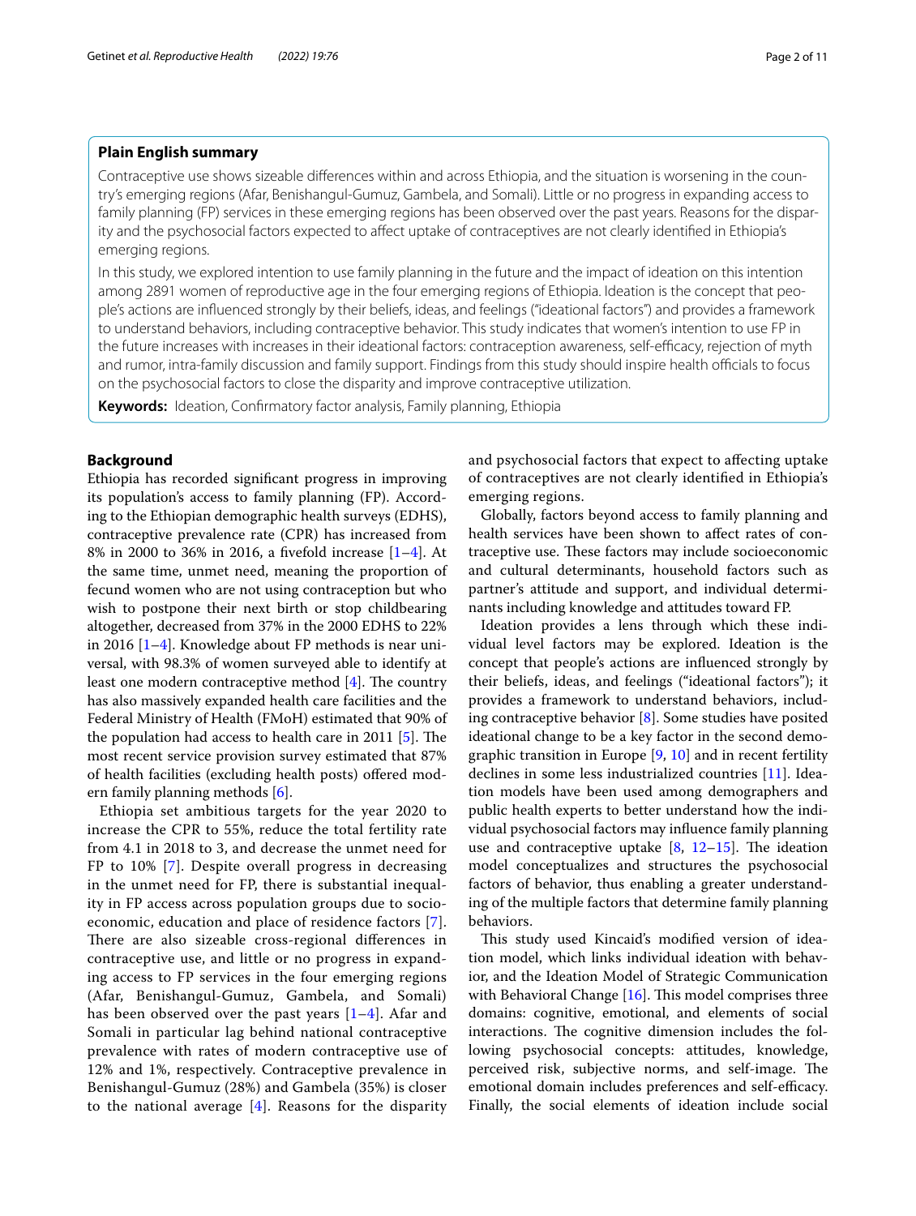## Plain English summary

Contraceptive use shows sizeable differences within and across Ethiopia, and the situation is worsening in the country's emerging regions (Afar, Benishangul-Gumuz, Gambela, and Somali). Little or no progress in expanding access to family planning (FP) services in these emerging regions has been observed over the past years. Reasons for the disparity and the psychosocial factors expected to affect uptake of contraceptives are not clearly identified in Ethiopia's emerging regions.

In this study, we explored intention to use family planning in the future and the impact of ideation on this intention among 2891 women of reproductive age in the four emerging regions of Ethiopia. Ideation is the concept that people's actions are influenced strongly by their beliefs, ideas, and feelings ("ideational factors") and provides a framework to understand behaviors, including contraceptive behavior. This study indicates that women's intention to use FP in the future increases with increases in their ideational factors: contraception awareness, self-efficacy, rejection of myth and rumor, intra-family discussion and family support. Findings from this study should inspire health officials to focus on the psychosocial factors to close the disparity and improve contraceptive utilization.

**Keywords:** Ideation, Confirmatory factor analysis, Family planning, Ethiopia

## Background

Ethiopia has recorded significant progress in improving its population's access to family planning (FP). According to the Ethiopian demographic health surveys (EDHS), contraceptive prevalence rate (CPR) has increased from 8% in 2000 to 36% in 2016, a fivefold increase [1–4]. At the same time, unmet need, meaning the proportion of fecund women who are not using contraception but who wish to postpone their next birth or stop childbearing altogether, decreased from 37% in the 2000 EDHS to 22% in 2016 [1–4]. Knowledge about FP methods is near universal, with 98.3% of women surveyed able to identify at least one modern contraceptive method [4]. The country has also massively expanded health care facilities and the Federal Ministry of Health (FMoH) estimated that 90% of the population had access to health care in 2011 [5]. The most recent service provision survey estimated that 87% of health facilities (excluding health posts) offered modern family planning methods [6].

Ethiopia set ambitious targets for the year 2020 to increase the CPR to 55%, reduce the total fertility rate from 4.1 in 2018 to 3, and decrease the unmet need for FP to 10% [7]. Despite overall progress in decreasing in the unmet need for FP, there is substantial inequality in FP access across population groups due to socioeconomic, education and place of residence factors [7]. There are also sizeable cross-regional differences in contraceptive use, and little or no progress in expanding access to FP services in the four emerging regions (Afar, Benishangul-Gumuz, Gambela, and Somali) has been observed over the past years [1–4]. Afar and Somali in particular lag behind national contraceptive prevalence with rates of modern contraceptive use of 12% and 1%, respectively. Contraceptive prevalence in Benishangul-Gumuz (28%) and Gambela (35%) is closer to the national average [4]. Reasons for the disparity and psychosocial factors that expect to affecting uptake of contraceptives are not clearly identified in Ethiopia's emerging regions.

Globally, factors beyond access to family planning and health services have been shown to affect rates of contraceptive use. These factors may include socioeconomic and cultural determinants, household factors such as partner's attitude and support, and individual determinants including knowledge and attitudes toward FP.

Ideation provides a lens through which these individual level factors may be explored. Ideation is the concept that people's actions are influenced strongly by their beliefs, ideas, and feelings ("ideational factors"); it provides a framework to understand behaviors, including contraceptive behavior [8]. Some studies have posited ideational change to be a key factor in the second demographic transition in Europe [9, 10] and in recent fertility declines in some less industrialized countries [11]. Ideation models have been used among demographers and public health experts to better understand how the individual psychosocial factors may influence family planning use and contraceptive uptake [8, 12–15]. The ideation model conceptualizes and structures the psychosocial factors of behavior, thus enabling a greater understanding of the multiple factors that determine family planning behaviors.

This study used Kincaid's modified version of ideation model, which links individual ideation with behavior, and the Ideation Model of Strategic Communication with Behavioral Change [16]. This model comprises three domains: cognitive, emotional, and elements of social interactions. The cognitive dimension includes the following psychosocial concepts: attitudes, knowledge, perceived risk, subjective norms, and self-image. The emotional domain includes preferences and self-efficacy. Finally, the social elements of ideation include social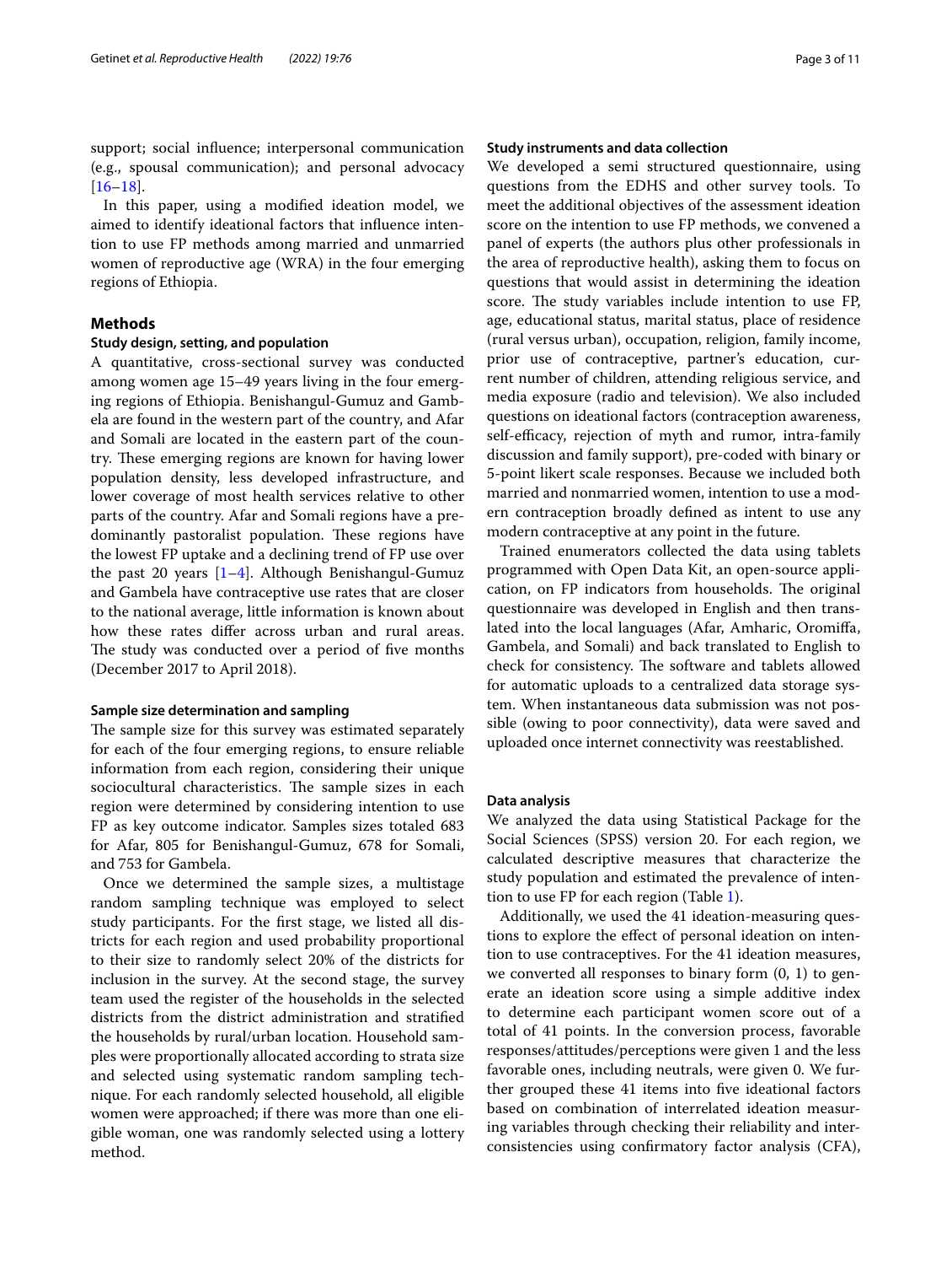support; social influence; interpersonal communication (e.g., spousal communication); and personal advocacy [16–18].

In this paper, using a modified ideation model, we aimed to identify ideational factors that influence intention to use FP methods among married and unmarried women of reproductive age (WRA) in the four emerging regions of Ethiopia.

## Methods

### Study design, setting, and population

A quantitative, cross-sectional survey was conducted among women age 15–49 years living in the four emerging regions of Ethiopia. Benishangul-Gumuz and Gambela are found in the western part of the country, and Afar and Somali are located in the eastern part of the country. These emerging regions are known for having lower population density, less developed infrastructure, and lower coverage of most health services relative to other parts of the country. Afar and Somali regions have a predominantly pastoralist population. These regions have the lowest FP uptake and a declining trend of FP use over the past 20 years [1–4]. Although Benishangul-Gumuz and Gambela have contraceptive use rates that are closer to the national average, little information is known about how these rates differ across urban and rural areas. The study was conducted over a period of five months (December 2017 to April 2018).

#### Sample size determination and sampling

The sample size for this survey was estimated separately for each of the four emerging regions, to ensure reliable information from each region, considering their unique sociocultural characteristics. The sample sizes in each region were determined by considering intention to use FP as key outcome indicator. Samples sizes totaled 683 for Afar, 805 for Benishangul-Gumuz, 678 for Somali, and 753 for Gambela.

Once we determined the sample sizes, a multistage random sampling technique was employed to select study participants. For the first stage, we listed all districts for each region and used probability proportional to their size to randomly select 20% of the districts for inclusion in the survey. At the second stage, the survey team used the register of the households in the selected districts from the district administration and stratified the households by rural/urban location. Household samples were proportionally allocated according to strata size and selected using systematic random sampling technique. For each randomly selected household, all eligible women were approached; if there was more than one eligible woman, one was randomly selected using a lottery method.

### Study instruments and data collection

We developed a semi structured questionnaire, using questions from the EDHS and other survey tools. To meet the additional objectives of the assessment ideation score on the intention to use FP methods, we convened a panel of experts (the authors plus other professionals in the area of reproductive health), asking them to focus on questions that would assist in determining the ideation score. The study variables include intention to use FP, age, educational status, marital status, place of residence (rural versus urban), occupation, religion, family income, prior use of contraceptive, partner's education, current number of children, attending religious service, and media exposure (radio and television). We also included questions on ideational factors (contraception awareness, self-efficacy, rejection of myth and rumor, intra-family discussion and family support), pre-coded with binary or 5-point likert scale responses. Because we included both married and nonmarried women, intention to use a modern contraception broadly defined as intent to use any modern contraceptive at any point in the future.

Trained enumerators collected the data using tablets programmed with Open Data Kit, an open-source application, on FP indicators from households. The original questionnaire was developed in English and then translated into the local languages (Afar, Amharic, Oromiffa, Gambela, and Somali) and back translated to English to check for consistency. The software and tablets allowed for automatic uploads to a centralized data storage system. When instantaneous data submission was not possible (owing to poor connectivity), data were saved and uploaded once internet connectivity was reestablished.

### Data analysis

We analyzed the data using Statistical Package for the Social Sciences (SPSS) version 20. For each region, we calculated descriptive measures that characterize the study population and estimated the prevalence of intention to use FP for each region (Table 1).

Additionally, we used the 41 ideation-measuring questions to explore the effect of personal ideation on intention to use contraceptives. For the 41 ideation measures, we converted all responses to binary form (0, 1) to generate an ideation score using a simple additive index to determine each participant women score out of a total of 41 points. In the conversion process, favorable responses/attitudes/perceptions were given 1 and the less favorable ones, including neutrals, were given 0. We further grouped these 41 items into five ideational factors based on combination of interrelated ideation measuring variables through checking their reliability and interconsistencies using confirmatory factor analysis (CFA),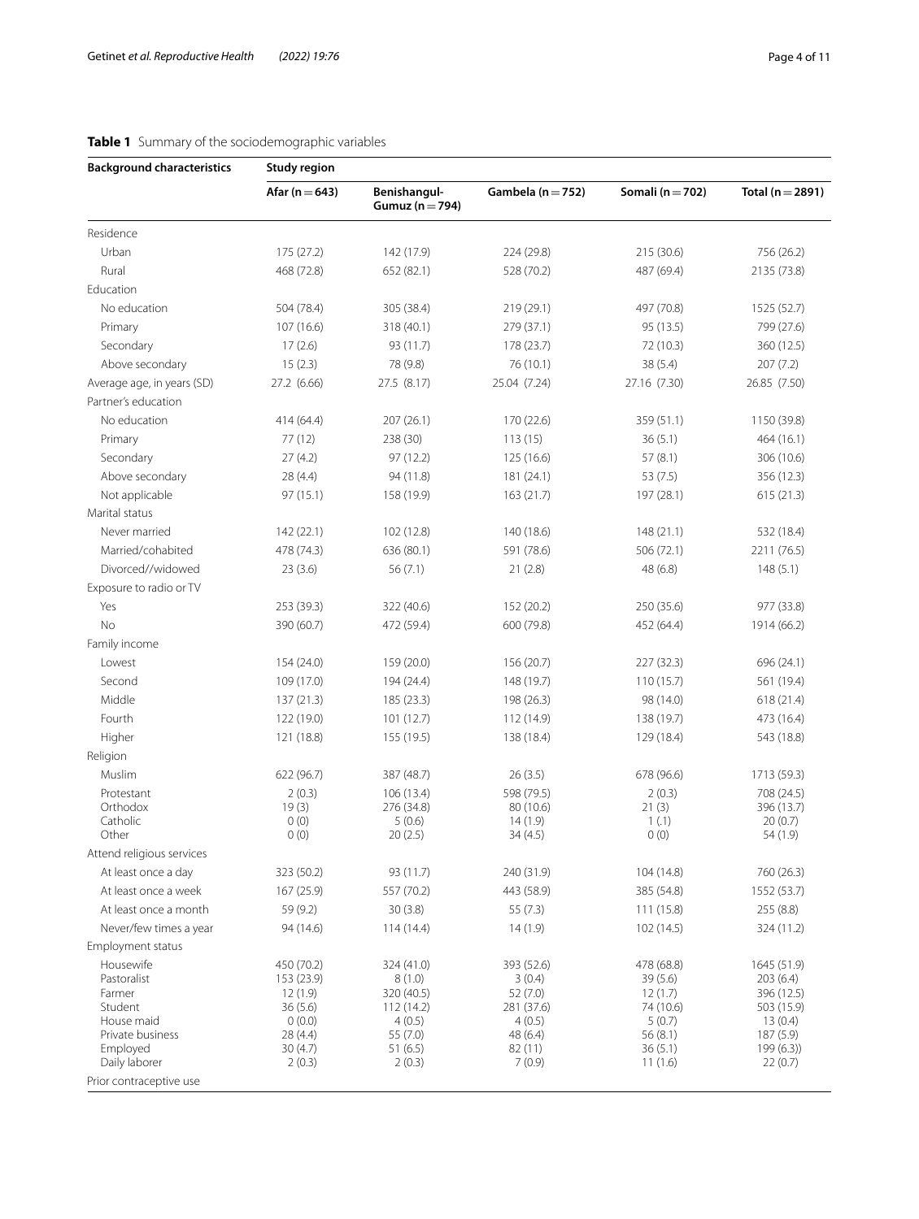**Table 1** Summary of the sociodemographic variables

| Background characteristics | Study region | | | | |
|---|---|---|---|---|---|
| | Afar (n = 643) | Benishangul-Gumuz (n = 794) | Gambela (n = 752) | Somali (n = 702) | Total (n = 2891) |
| Residence | | | | | |
| Urban | 175 (27.2) | 142 (17.9) | 224 (29.8) | 215 (30.6) | 756 (26.2) |
| Rural | 468 (72.8) | 652 (82.1) | 528 (70.2) | 487 (69.4) | 2135 (73.8) |
| Education | | | | | |
| No education | 504 (78.4) | 305 (38.4) | 219 (29.1) | 497 (70.8) | 1525 (52.7) |
| Primary | 107 (16.6) | 318 (40.1) | 279 (37.1) | 95 (13.5) | 799 (27.6) |
| Secondary | 17 (2.6) | 93 (11.7) | 178 (23.7) | 72 (10.3) | 360 (12.5) |
| Above secondary | 15 (2.3) | 78 (9.8) | 76 (10.1) | 38 (5.4) | 207 (7.2) |
| Average age, in years (SD) | 27.2 (6.66) | 27.5 (8.17) | 25.04 (7.24) | 27.16 (7.30) | 26.85 (7.50) |
| Partner's education | | | | | |
| No education | 414 (64.4) | 207 (26.1) | 170 (22.6) | 359 (51.1) | 1150 (39.8) |
| Primary | 77 (12) | 238 (30) | 113 (15) | 36 (5.1) | 464 (16.1) |
| Secondary | 27 (4.2) | 97 (12.2) | 125 (16.6) | 57 (8.1) | 306 (10.6) |
| Above secondary | 28 (4.4) | 94 (11.8) | 181 (24.1) | 53 (7.5) | 356 (12.3) |
| Not applicable | 97 (15.1) | 158 (19.9) | 163 (21.7) | 197 (28.1) | 615 (21.3) |
| Marital status | | | | | |
| Never married | 142 (22.1) | 102 (12.8) | 140 (18.6) | 148 (21.1) | 532 (18.4) |
| Married/cohabited | 478 (74.3) | 636 (80.1) | 591 (78.6) | 506 (72.1) | 2211 (76.5) |
| Divorced//widowed | 23 (3.6) | 56 (7.1) | 21 (2.8) | 48 (6.8) | 148 (5.1) |
| Exposure to radio or TV | | | | | |
| Yes | 253 (39.3) | 322 (40.6) | 152 (20.2) | 250 (35.6) | 977 (33.8) |
| No | 390 (60.7) | 472 (59.4) | 600 (79.8) | 452 (64.4) | 1914 (66.2) |
| Family income | | | | | |
| Lowest | 154 (24.0) | 159 (20.0) | 156 (20.7) | 227 (32.3) | 696 (24.1) |
| Second | 109 (17.0) | 194 (24.4) | 148 (19.7) | 110 (15.7) | 561 (19.4) |
| Middle | 137 (21.3) | 185 (23.3) | 198 (26.3) | 98 (14.0) | 618 (21.4) |
| Fourth | 122 (19.0) | 101 (12.7) | 112 (14.9) | 138 (19.7) | 473 (16.4) |
| Higher | 121 (18.8) | 155 (19.5) | 138 (18.4) | 129 (18.4) | 543 (18.8) |
| Religion | | | | | |
| Muslim | 622 (96.7) | 387 (48.7) | 26 (3.5) | 678 (96.6) | 1713 (59.3) |
| Protestant | 2 (0.3) | 106 (13.4) | 598 (79.5) | 2 (0.3) | 708 (24.5) |
| Orthodox | 19 (3) | 276 (34.8) | 80 (10.6) | 21 (3) | 396 (13.7) |
| Catholic | 0 (0) | 5 (0.6) | 14 (1.9) | 1 (.1) | 20 (0.7) |
| Other | 0 (0) | 20 (2.5) | 34 (4.5) | 0 (0) | 54 (1.9) |
| Attend religious services | | | | | |
| At least once a day | 323 (50.2) | 93 (11.7) | 240 (31.9) | 104 (14.8) | 760 (26.3) |
| At least once a week | 167 (25.9) | 557 (70.2) | 443 (58.9) | 385 (54.8) | 1552 (53.7) |
| At least once a month | 59 (9.2) | 30 (3.8) | 55 (7.3) | 111 (15.8) | 255 (8.8) |
| Never/few times a year | 94 (14.6) | 114 (14.4) | 14 (1.9) | 102 (14.5) | 324 (11.2) |
| Employment status | | | | | |
| Housewife | 450 (70.2) | 324 (41.0) | 393 (52.6) | 478 (68.8) | 1645 (51.9) |
| Pastoralist | 153 (23.9) | 8 (1.0) | 3 (0.4) | 39 (5.6) | 203 (6.4) |
| Farmer | 12 (1.9) | 320 (40.5) | 52 (7.0) | 12 (1.7) | 396 (12.5) |
| Student | 36 (5.6) | 112 (14.2) | 281 (37.6) | 74 (10.6) | 503 (15.9) |
| House maid | 0 (0.0) | 4 (0.5) | 4 (0.5) | 5 (0.7) | 13 (0.4) |
| Private business | 28 (4.4) | 55 (7.0) | 48 (6.4) | 56 (8.1) | 187 (5.9) |
| Employed | 30 (4.7) | 51 (6.5) | 82 (11) | 36 (5.1) | 199 (6.3)) |
| Daily laborer | 2 (0.3) | 2 (0.3) | 7 (0.9) | 11 (1.6) | 22 (0.7) |
| Prior contraceptive use | | | | | |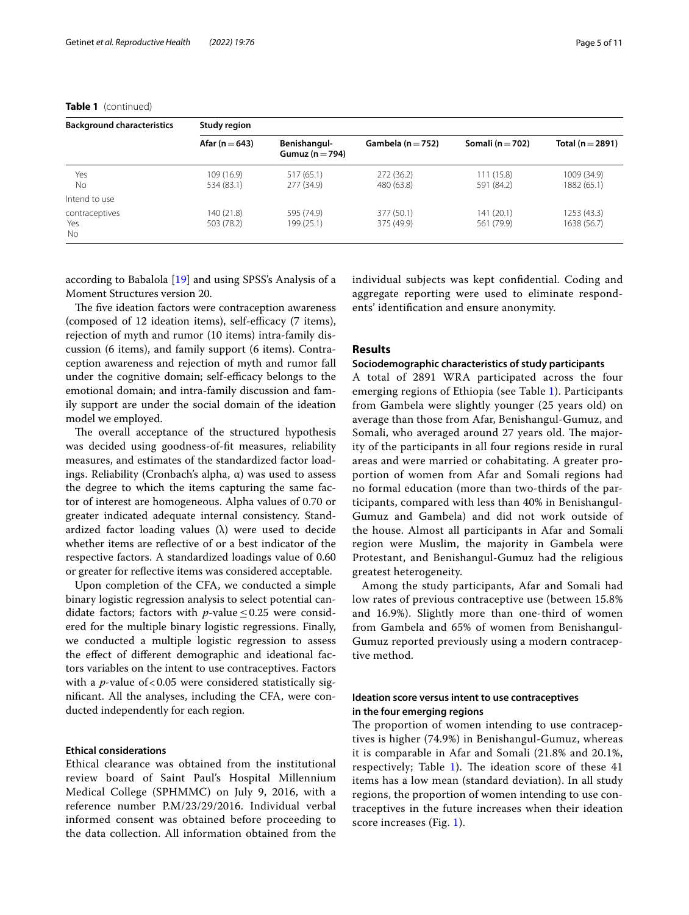**Table 1** (continued)

| Background characteristics | Study region | | | | |
|---|---|---|---|---|---|
| | Afar (n = 643) | Benishangul-Gumuz (n = 794) | Gambela (n = 752) | Somali (n = 702) | Total (n = 2891) |
| Yes | 109 (16.9) | 517 (65.1) | 272 (36.2) | 111 (15.8) | 1009 (34.9) |
| No | 534 (83.1) | 277 (34.9) | 480 (63.8) | 591 (84.2) | 1882 (65.1) |
| Intend to use contraceptives | | | | | |
| Yes | 140 (21.8) | 595 (74.9) | 377 (50.1) | 141 (20.1) | 1253 (43.3) |
| No | 503 (78.2) | 199 (25.1) | 375 (49.9) | 561 (79.9) | 1638 (56.7) |

according to Babalola [19] and using SPSS's Analysis of a Moment Structures version 20.

The five ideation factors were contraception awareness (composed of 12 ideation items), self-efficacy (7 items), rejection of myth and rumor (10 items) intra-family discussion (6 items), and family support (6 items). Contraception awareness and rejection of myth and rumor fall under the cognitive domain; self-efficacy belongs to the emotional domain; and intra-family discussion and family support are under the social domain of the ideation model we employed.

The overall acceptance of the structured hypothesis was decided using goodness-of-fit measures, reliability measures, and estimates of the standardized factor loadings. Reliability (Cronbach's alpha, α) was used to assess the degree to which the items capturing the same factor of interest are homogeneous. Alpha values of 0.70 or greater indicated adequate internal consistency. Standardized factor loading values (λ) were used to decide whether items are reflective of or a best indicator of the respective factors. A standardized loadings value of 0.60 or greater for reflective items was considered acceptable.

Upon completion of the CFA, we conducted a simple binary logistic regression analysis to select potential candidate factors; factors with $p$-value ≤ 0.25 were considered for the multiple binary logistic regressions. Finally, we conducted a multiple logistic regression to assess the effect of different demographic and ideational factors variables on the intent to use contraceptives. Factors with a $p$-value of < 0.05 were considered statistically significant. All the analyses, including the CFA, were conducted independently for each region.

### Ethical considerations

Ethical clearance was obtained from the institutional review board of Saint Paul's Hospital Millennium Medical College (SPHMMC) on July 9, 2016, with a reference number P.M/23/29/2016. Individual verbal informed consent was obtained before proceeding to the data collection. All information obtained from the individual subjects was kept confidential. Coding and aggregate reporting were used to eliminate respondents' identification and ensure anonymity.

## Results

### Sociodemographic characteristics of study participants

A total of 2891 WRA participated across the four emerging regions of Ethiopia (see Table 1). Participants from Gambela were slightly younger (25 years old) on average than those from Afar, Benishangul-Gumuz, and Somali, who averaged around 27 years old. The majority of the participants in all four regions reside in rural areas and were married or cohabitating. A greater proportion of women from Afar and Somali regions had no formal education (more than two-thirds of the participants, compared with less than 40% in Benishangul-Gumuz and Gambela) and did not work outside of the house. Almost all participants in Afar and Somali region were Muslim, the majority in Gambela were Protestant, and Benishangul-Gumuz had the religious greatest heterogeneity.

Among the study participants, Afar and Somali had low rates of previous contraceptive use (between 15.8% and 16.9%). Slightly more than one-third of women from Gambela and 65% of women from Benishangul-Gumuz reported previously using a modern contraceptive method.

### Ideation score versus intent to use contraceptives in the four emerging regions

The proportion of women intending to use contraceptives is higher (74.9%) in Benishangul-Gumuz, whereas it is comparable in Afar and Somali (21.8% and 20.1%, respectively; Table 1). The ideation score of these 41 items has a low mean (standard deviation). In all study regions, the proportion of women intending to use contraceptives in the future increases when their ideation score increases (Fig. 1).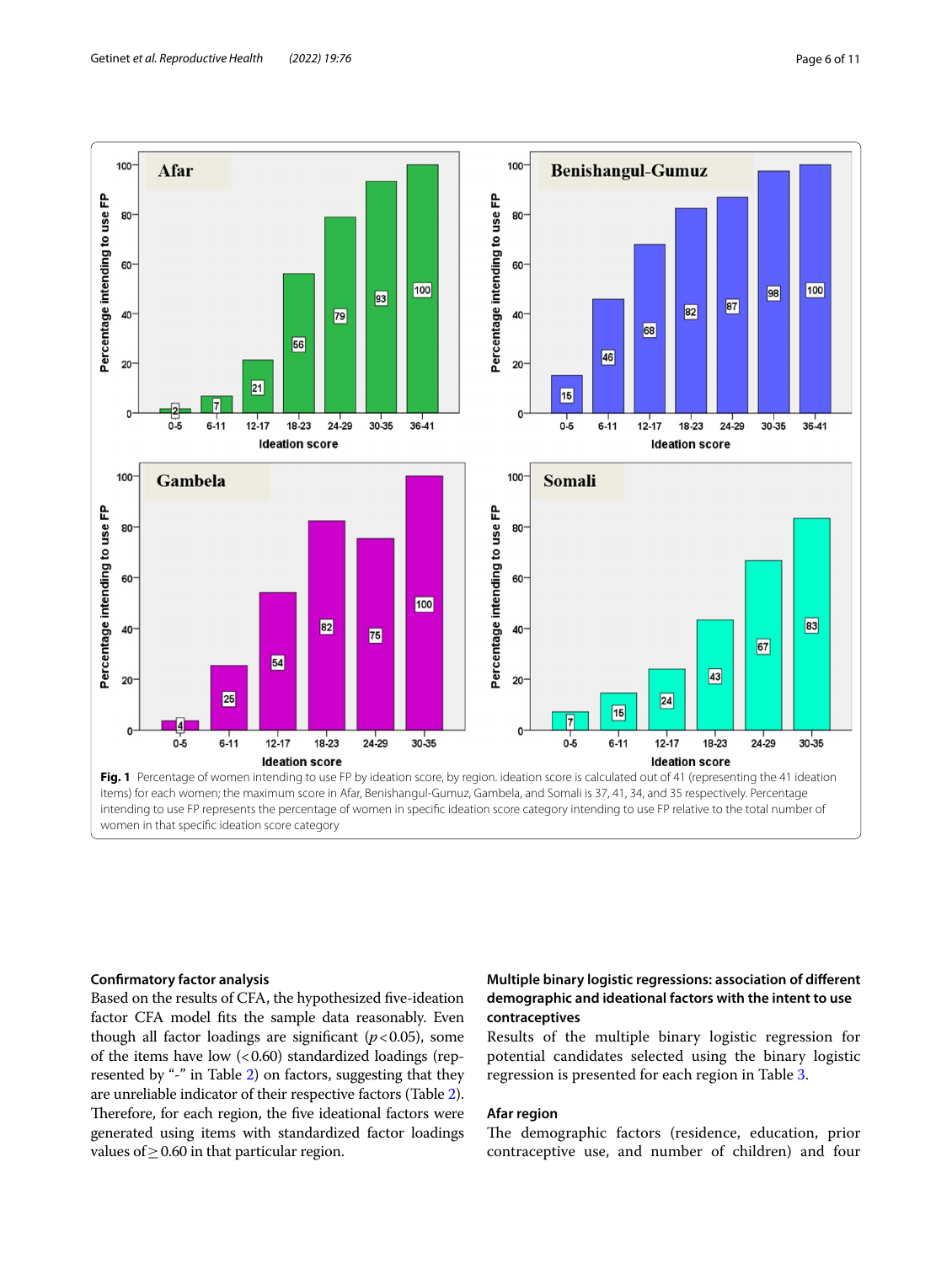Fig. 1 Percentage of women intending to use FP by ideation score, by region. ideation score is calculated out of 41 (representing the 41 ideation items) for each women; the maximum score in Afar, Benishangul-Gumuz, Gambela, and Somali is 37, 41, 34, and 35 respectively. Percentage intending to use FP represents the percentage of women in specific ideation score category intending to use FP relative to the total number of women in that specific ideation score category

### Confirmatory factor analysis

Based on the results of CFA, the hypothesized five-ideation factor CFA model fits the sample data reasonably. Even though all factor loadings are significant ($p < 0.05$), some of the items have low ($< 0.60$) standardized loadings (represented by "-" in Table 2) on factors, suggesting that they are unreliable indicator of their respective factors (Table 2). Therefore, for each region, the five ideational factors were generated using items with standardized factor loadings values of $\geq 0.60$ in that particular region.

### Multiple binary logistic regressions: association of different demographic and ideational factors with the intent to use contraceptives

Results of the multiple binary logistic regression for potential candidates selected using the binary logistic regression is presented for each region in Table 3.

### Afar region

The demographic factors (residence, education, prior contraceptive use, and number of children) and four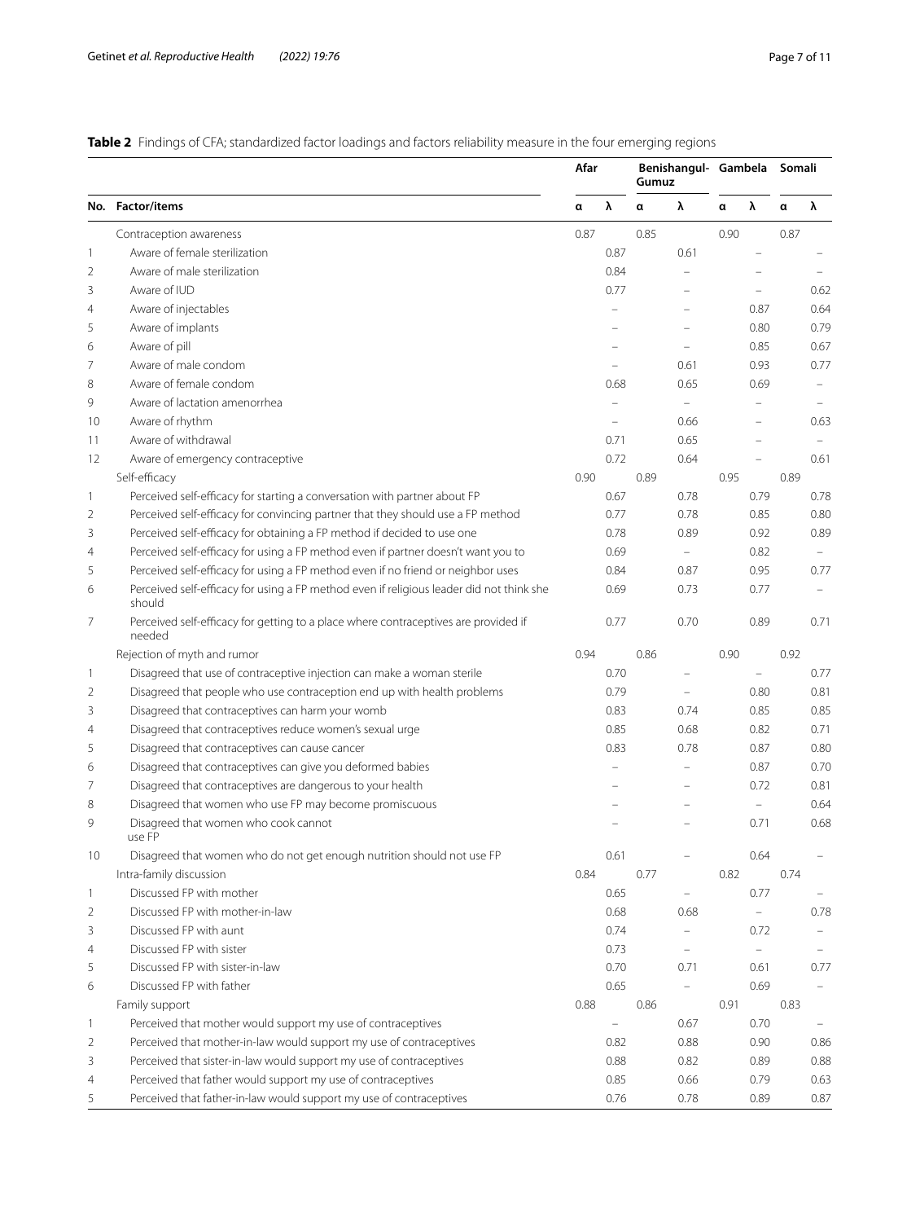**Table 2** Findings of CFA; standardized factor loadings and factors reliability measure in the four emerging regions

| No. | Factor/items | Afar | | Benishangul-Gumuz | | Gambela | | Somali | |
|---|---|---|---|---|---|---|---|---|---|
| | | α | λ | α | λ | α | λ | α | λ |
| | Contraception awareness | 0.87 | | 0.85 | | 0.90 | | 0.87 | |
| 1 | Aware of female sterilization | | 0.87 | | 0.61 | | – | | – |
| 2 | Aware of male sterilization | | 0.84 | | – | | – | | – |
| 3 | Aware of IUD | | 0.77 | | – | | – | | 0.62 |
| 4 | Aware of injectables | | – | | – | | 0.87 | | 0.64 |
| 5 | Aware of implants | | – | | – | | 0.80 | | 0.79 |
| 6 | Aware of pill | | – | | – | | 0.85 | | 0.67 |
| 7 | Aware of male condom | | – | | 0.61 | | 0.93 | | 0.77 |
| 8 | Aware of female condom | | 0.68 | | 0.65 | | 0.69 | | – |
| 9 | Aware of lactation amenorrhea | | – | | – | | – | | – |
| 10 | Aware of rhythm | | – | | 0.66 | | – | | 0.63 |
| 11 | Aware of withdrawal | | 0.71 | | 0.65 | | – | | – |
| 12 | Aware of emergency contraceptive | | 0.72 | | 0.64 | | – | | 0.61 |
| | Self-efficacy | 0.90 | | 0.89 | | 0.95 | | 0.89 | |
| 1 | Perceived self-efficacy for starting a conversation with partner about FP | | 0.67 | | 0.78 | | 0.79 | | 0.78 |
| 2 | Perceived self-efficacy for convincing partner that they should use a FP method | | 0.77 | | 0.78 | | 0.85 | | 0.80 |
| 3 | Perceived self-efficacy for obtaining a FP method if decided to use one | | 0.78 | | 0.89 | | 0.92 | | 0.89 |
| 4 | Perceived self-efficacy for using a FP method even if partner doesn't want you to | | 0.69 | | – | | 0.82 | | – |
| 5 | Perceived self-efficacy for using a FP method even if no friend or neighbor uses | | 0.84 | | 0.87 | | 0.95 | | 0.77 |
| 6 | Perceived self-efficacy for using a FP method even if religious leader did not think she should | | 0.69 | | 0.73 | | 0.77 | | – |
| 7 | Perceived self-efficacy for getting to a place where contraceptives are provided if needed | | 0.77 | | 0.70 | | 0.89 | | 0.71 |
| | Rejection of myth and rumor | 0.94 | | 0.86 | | 0.90 | | 0.92 | |
| 1 | Disagreed that use of contraceptive injection can make a woman sterile | | 0.70 | | – | | – | | 0.77 |
| 2 | Disagreed that people who use contraception end up with health problems | | 0.79 | | – | | 0.80 | | 0.81 |
| 3 | Disagreed that contraceptives can harm your womb | | 0.83 | | 0.74 | | 0.85 | | 0.85 |
| 4 | Disagreed that contraceptives reduce women's sexual urge | | 0.85 | | 0.68 | | 0.82 | | 0.71 |
| 5 | Disagreed that contraceptives can cause cancer | | 0.83 | | 0.78 | | 0.87 | | 0.80 |
| 6 | Disagreed that contraceptives can give you deformed babies | | – | | – | | 0.87 | | 0.70 |
| 7 | Disagreed that contraceptives are dangerous to your health | | – | | – | | 0.72 | | 0.81 |
| 8 | Disagreed that women who use FP may become promiscuous | | – | | – | | – | | 0.64 |
| 9 | Disagreed that women who cook cannot use FP | | – | | – | | 0.71 | | 0.68 |
| 10 | Disagreed that women who do not get enough nutrition should not use FP | | 0.61 | | – | | 0.64 | | – |
| | Intra-family discussion | 0.84 | | 0.77 | | 0.82 | | 0.74 | |
| 1 | Discussed FP with mother | | 0.65 | | – | | 0.77 | | – |
| 2 | Discussed FP with mother-in-law | | 0.68 | | 0.68 | | – | | 0.78 |
| 3 | Discussed FP with aunt | | 0.74 | | – | | 0.72 | | – |
| 4 | Discussed FP with sister | | 0.73 | | – | | – | | – |
| 5 | Discussed FP with sister-in-law | | 0.70 | | 0.71 | | 0.61 | | 0.77 |
| 6 | Discussed FP with father | | 0.65 | | – | | 0.69 | | – |
| | Family support | 0.88 | | 0.86 | | 0.91 | | 0.83 | |
| 1 | Perceived that mother would support my use of contraceptives | | – | | 0.67 | | 0.70 | | – |
| 2 | Perceived that mother-in-law would support my use of contraceptives | | 0.82 | | 0.88 | | 0.90 | | 0.86 |
| 3 | Perceived that sister-in-law would support my use of contraceptives | | 0.88 | | 0.82 | | 0.89 | | 0.88 |
| 4 | Perceived that father would support my use of contraceptives | | 0.85 | | 0.66 | | 0.79 | | 0.63 |
| 5 | Perceived that father-in-law would support my use of contraceptives | | 0.76 | | 0.78 | | 0.89 | | 0.87 |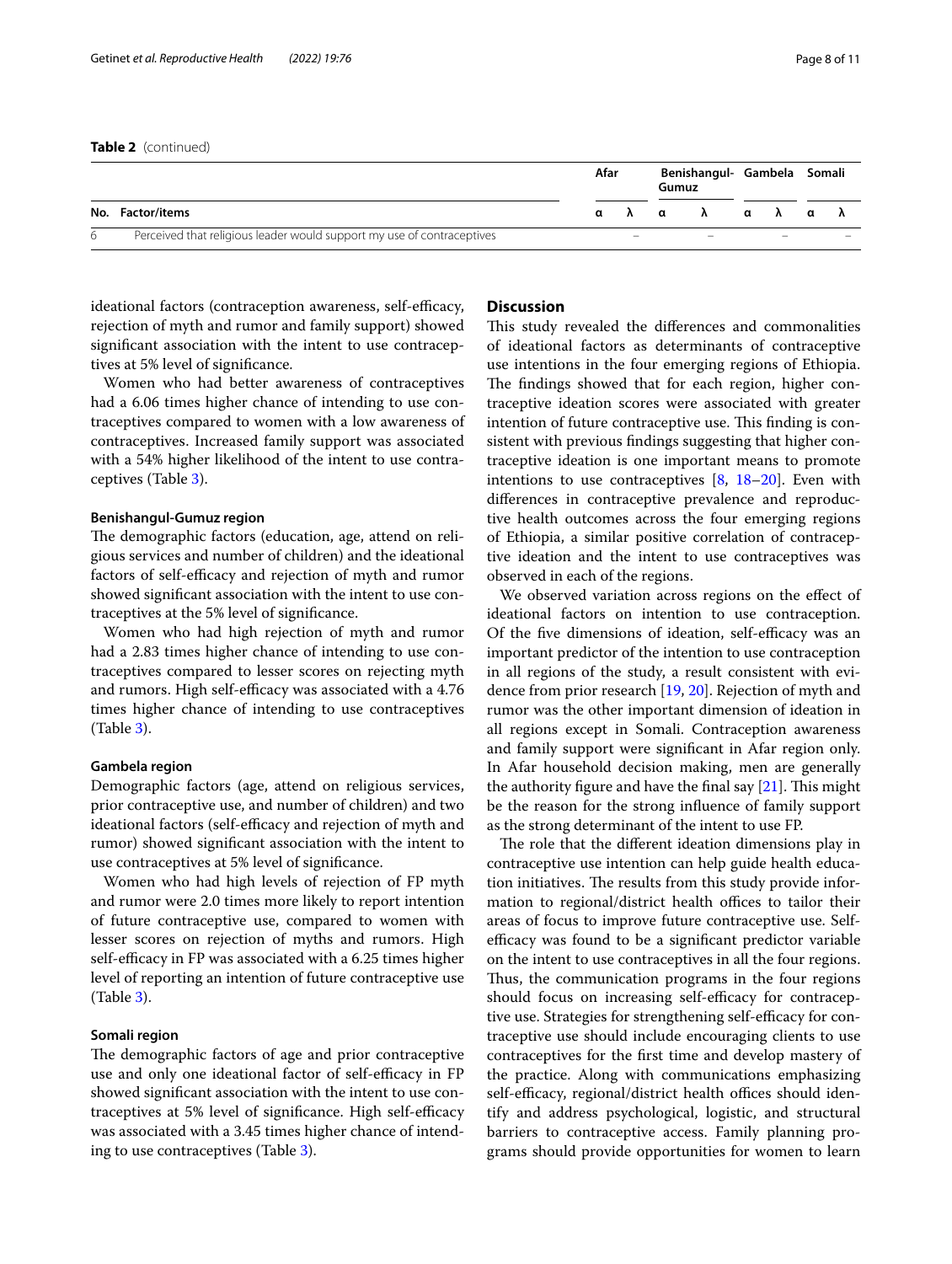**Table 2** (continued)

| No. | Factor/items | Afar | | Benishangul-Gumuz | | Gambela | | Somali | |
|---|---|---|---|---|---|---|---|---|---|
| | | α | λ | α | λ | α | λ | α | λ |
| 6 | Perceived that religious leader would support my use of contraceptives | | – | | – | | – | | – |

ideational factors (contraception awareness, self-efficacy, rejection of myth and rumor and family support) showed significant association with the intent to use contraceptives at 5% level of significance.

Women who had better awareness of contraceptives had a 6.06 times higher chance of intending to use contraceptives compared to women with a low awareness of contraceptives. Increased family support was associated with a 54% higher likelihood of the intent to use contraceptives (Table 3).

#### Benishangul-Gumuz region

The demographic factors (education, age, attend on religious services and number of children) and the ideational factors of self-efficacy and rejection of myth and rumor showed significant association with the intent to use contraceptives at the 5% level of significance.

Women who had high rejection of myth and rumor had a 2.83 times higher chance of intending to use contraceptives compared to lesser scores on rejecting myth and rumors. High self-efficacy was associated with a 4.76 times higher chance of intending to use contraceptives (Table 3).

#### Gambela region

Demographic factors (age, attend on religious services, prior contraceptive use, and number of children) and two ideational factors (self-efficacy and rejection of myth and rumor) showed significant association with the intent to use contraceptives at 5% level of significance.

Women who had high levels of rejection of FP myth and rumor were 2.0 times more likely to report intention of future contraceptive use, compared to women with lesser scores on rejection of myths and rumors. High self-efficacy in FP was associated with a 6.25 times higher level of reporting an intention of future contraceptive use (Table 3).

#### Somali region

The demographic factors of age and prior contraceptive use and only one ideational factor of self-efficacy in FP showed significant association with the intent to use contraceptives at 5% level of significance. High self-efficacy was associated with a 3.45 times higher chance of intending to use contraceptives (Table 3).

## Discussion

This study revealed the differences and commonalities of ideational factors as determinants of contraceptive use intentions in the four emerging regions of Ethiopia. The findings showed that for each region, higher contraceptive ideation scores were associated with greater intention of future contraceptive use. This finding is consistent with previous findings suggesting that higher contraceptive ideation is one important means to promote intentions to use contraceptives [8, 18–20]. Even with differences in contraceptive prevalence and reproductive health outcomes across the four emerging regions of Ethiopia, a similar positive correlation of contraceptive ideation and the intent to use contraceptives was observed in each of the regions.

We observed variation across regions on the effect of ideational factors on intention to use contraception. Of the five dimensions of ideation, self-efficacy was an important predictor of the intention to use contraception in all regions of the study, a result consistent with evidence from prior research [19, 20]. Rejection of myth and rumor was the other important dimension of ideation in all regions except in Somali. Contraception awareness and family support were significant in Afar region only. In Afar household decision making, men are generally the authority figure and have the final say [21]. This might be the reason for the strong influence of family support as the strong determinant of the intent to use FP.

The role that the different ideation dimensions play in contraceptive use intention can help guide health education initiatives. The results from this study provide information to regional/district health offices to tailor their areas of focus to improve future contraceptive use. Self-efficacy was found to be a significant predictor variable on the intent to use contraceptives in all the four regions. Thus, the communication programs in the four regions should focus on increasing self-efficacy for contraceptive use. Strategies for strengthening self-efficacy for contraceptive use should include encouraging clients to use contraceptives for the first time and develop mastery of the practice. Along with communications emphasizing self-efficacy, regional/district health offices should identify and address psychological, logistic, and structural barriers to contraceptive access. Family planning programs should provide opportunities for women to learn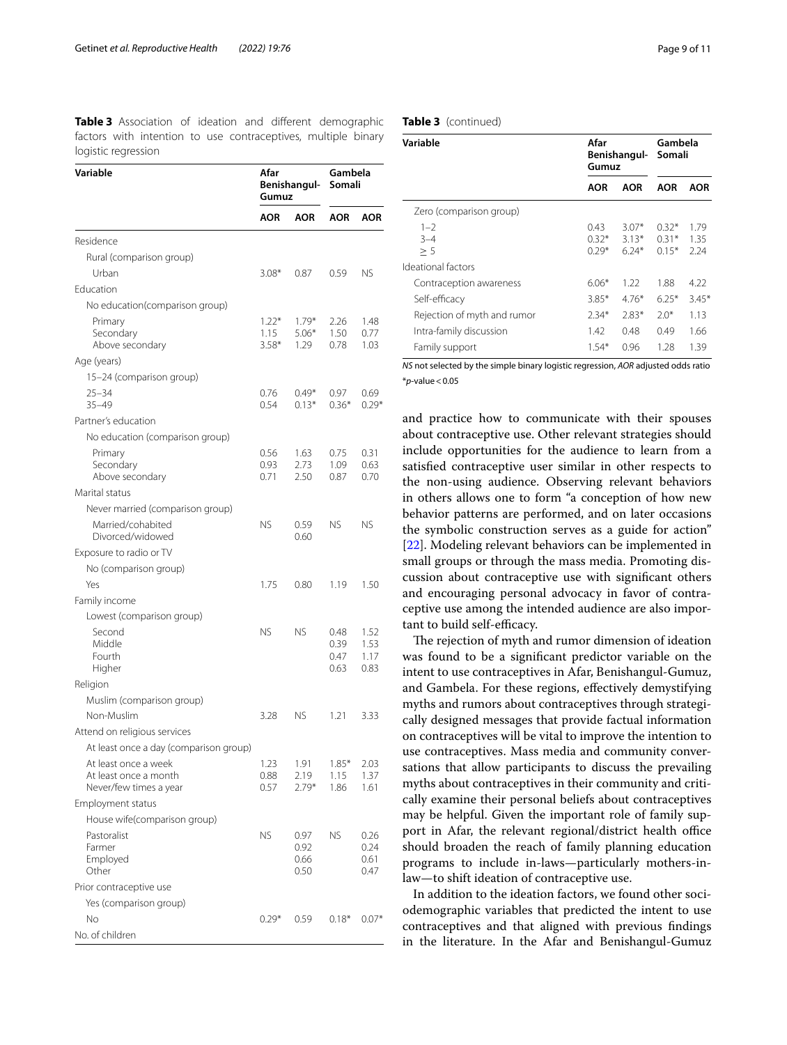**Table 3** Association of ideation and different demographic factors with intention to use contraceptives, multiple binary logistic regression

| Variable | Afar | Benishangul-Gumuz | Gambela | Somali |
|---|---|---|---|---|
| | AOR | AOR | AOR | AOR |
| Residence | | | | |
| Rural (comparison group) | | | | |
| Urban | 3.08* | 0.87 | 0.59 | NS |
| Education | | | | |
| No education(comparison group) | | | | |
| Primary | 1.22* | 1.79* | 2.26 | 1.48 |
| Secondary | 1.15 | 5.06* | 1.50 | 0.77 |
| Above secondary | 3.58* | 1.29 | 0.78 | 1.03 |
| Age (years) | | | | |
| 15–24 (comparison group) | | | | |
| 25–34 | 0.76 | 0.49* | 0.97 | 0.69 |
| 35–49 | 0.54 | 0.13* | 0.36* | 0.29* |
| Partner's education | | | | |
| No education (comparison group) | | | | |
| Primary | 0.56 | 1.63 | 0.75 | 0.31 |
| Secondary | 0.93 | 2.73 | 1.09 | 0.63 |
| Above secondary | 0.71 | 2.50 | 0.87 | 0.70 |
| Marital status | | | | |
| Never married (comparison group) | | | | |
| Married/cohabited | NS | 0.59 | NS | NS |
| Divorced/widowed | | 0.60 | | |
| Exposure to radio or TV | | | | |
| No (comparison group) | | | | |
| Yes | 1.75 | 0.80 | 1.19 | 1.50 |
| Family income | | | | |
| Lowest (comparison group) | | | | |
| Second | NS | NS | 0.48 | 1.52 |
| Middle | | | 0.39 | 1.53 |
| Fourth | | | 0.47 | 1.17 |
| Higher | | | 0.63 | 0.83 |
| Religion | | | | |
| Muslim (comparison group) | | | | |
| Non-Muslim | 3.28 | NS | 1.21 | 3.33 |
| Attend on religious services | | | | |
| At least once a day (comparison group) | | | | |
| At least once a week | 1.23 | 1.91 | 1.85* | 2.03 |
| At least once a month | 0.88 | 2.19 | 1.15 | 1.37 |
| Never/few times a year | 0.57 | 2.79* | 1.86 | 1.61 |
| Employment status | | | | |
| House wife(comparison group) | | | | |
| Pastoralist | NS | 0.97 | NS | 0.26 |
| Farmer | | 0.92 | | 0.24 |
| Employed | | 0.66 | | 0.61 |
| Other | | 0.50 | | 0.47 |
| Prior contraceptive use | | | | |
| Yes (comparison group) | | | | |
| No | 0.29* | 0.59 | 0.18* | 0.07* |
| No. of children | | | | |
| Zero (comparison group) | | | | |
| 1–2 | 0.43 | 3.07* | 0.32* | 1.79 |
| 3–4 | 0.32* | 3.13* | 0.31* | 1.35 |
| ≥ 5 | 0.29* | 6.24* | 0.15* | 2.24 |
| Ideational factors | | | | |
| Contraception awareness | 6.06* | 1.22 | 1.88 | 4.22 |
| Self-efficacy | 3.85* | 4.76* | 6.25* | 3.45* |
| Rejection of myth and rumor | 2.34* | 2.83* | 2.0* | 1.13 |
| Intra-family discussion | 1.42 | 0.48 | 0.49 | 1.66 |
| Family support | 1.54* | 0.96 | 1.28 | 1.39 |

*NS* not selected by the simple binary logistic regression, *AOR* adjusted odds ratio

*$p$-value < 0.05

and practice how to communicate with their spouses about contraceptive use. Other relevant strategies should include opportunities for the audience to learn from a satisfied contraceptive user similar in other respects to the non-using audience. Observing relevant behaviors in others allows one to form "a conception of how new behavior patterns are performed, and on later occasions the symbolic construction serves as a guide for action" [22]. Modeling relevant behaviors can be implemented in small groups or through the mass media. Promoting discussion about contraceptive use with significant others and encouraging personal advocacy in favor of contraceptive use among the intended audience are also important to build self-efficacy.

The rejection of myth and rumor dimension of ideation was found to be a significant predictor variable on the intent to use contraceptives in Afar, Benishangul-Gumuz, and Gambela. For these regions, effectively demystifying myths and rumors about contraceptives through strategically designed messages that provide factual information on contraceptives will be vital to improve the intention to use contraceptives. Mass media and community conversations that allow participants to discuss the prevailing myths about contraceptives in their community and critically examine their personal beliefs about contraceptives may be helpful. Given the important role of family support in Afar, the relevant regional/district health office should broaden the reach of family planning education programs to include in-laws—particularly mothers-in-law—to shift ideation of contraceptive use.

In addition to the ideation factors, we found other sociodemographic variables that predicted the intent to use contraceptives and that aligned with previous findings in the literature. In the Afar and Benishangul-Gumuz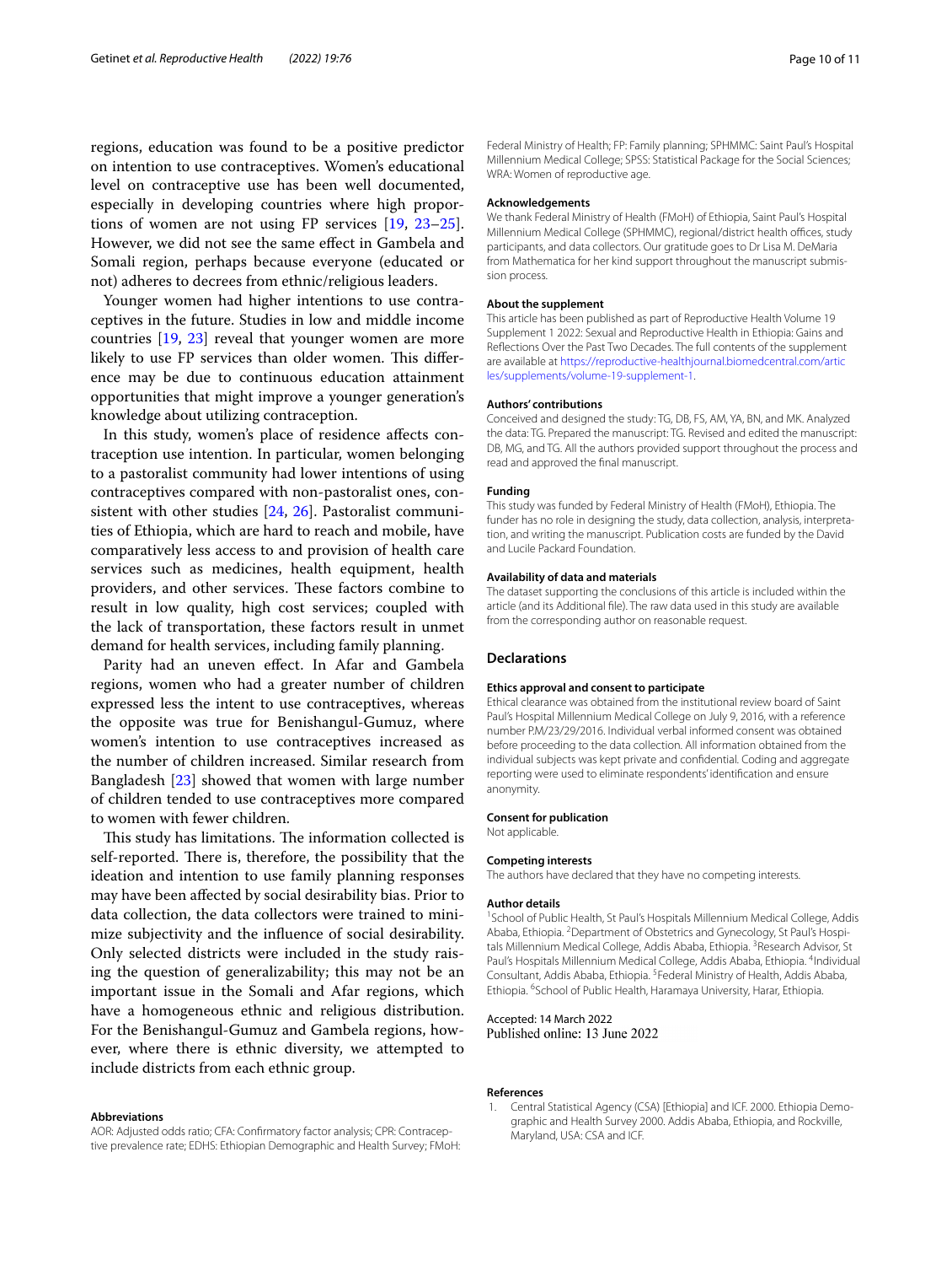regions, education was found to be a positive predictor on intention to use contraceptives. Women's educational level on contraceptive use has been well documented, especially in developing countries where high proportions of women are not using FP services [19, 23–25]. However, we did not see the same effect in Gambela and Somali region, perhaps because everyone (educated or not) adheres to decrees from ethnic/religious leaders.

Younger women had higher intentions to use contraceptives in the future. Studies in low and middle income countries [19, 23] reveal that younger women are more likely to use FP services than older women. This difference may be due to continuous education attainment opportunities that might improve a younger generation's knowledge about utilizing contraception.

In this study, women's place of residence affects contraception use intention. In particular, women belonging to a pastoralist community had lower intentions of using contraceptives compared with non-pastoralist ones, consistent with other studies [24, 26]. Pastoralist communities of Ethiopia, which are hard to reach and mobile, have comparatively less access to and provision of health care services such as medicines, health equipment, health providers, and other services. These factors combine to result in low quality, high cost services; coupled with the lack of transportation, these factors result in unmet demand for health services, including family planning.

Parity had an uneven effect. In Afar and Gambela regions, women who had a greater number of children expressed less the intent to use contraceptives, whereas the opposite was true for Benishangul-Gumuz, where women's intention to use contraceptives increased as the number of children increased. Similar research from Bangladesh [23] showed that women with large number of children tended to use contraceptives more compared to women with fewer children.

This study has limitations. The information collected is self-reported. There is, therefore, the possibility that the ideation and intention to use family planning responses may have been affected by social desirability bias. Prior to data collection, the data collectors were trained to minimize subjectivity and the influence of social desirability. Only selected districts were included in the study raising the question of generalizability; this may not be an important issue in the Somali and Afar regions, which have a homogeneous ethnic and religious distribution. For the Benishangul-Gumuz and Gambela regions, however, where there is ethnic diversity, we attempted to include districts from each ethnic group.

#### Abbreviations

AOR: Adjusted odds ratio; CFA: Confirmatory factor analysis; CPR: Contraceptive prevalence rate; EDHS: Ethiopian Demographic and Health Survey; FMoH: Federal Ministry of Health; FP: Family planning; SPHMMC: Saint Paul's Hospital Millennium Medical College; SPSS: Statistical Package for the Social Sciences; WRA: Women of reproductive age.

#### Acknowledgements

We thank Federal Ministry of Health (FMoH) of Ethiopia, Saint Paul's Hospital Millennium Medical College (SPHMMC), regional/district health offices, study participants, and data collectors. Our gratitude goes to Dr Lisa M. DeMaria from Mathematica for her kind support throughout the manuscript submission process.

#### About the supplement

This article has been published as part of Reproductive Health Volume 19 Supplement 1 2022: Sexual and Reproductive Health in Ethiopia: Gains and Reflections Over the Past Two Decades. The full contents of the supplement are available at https://reproductive-healthjournal.biomedcentral.com/articles/supplements/volume-19-supplement-1.

#### Authors' contributions

Conceived and designed the study: TG, DB, FS, AM, YA, BN, and MK. Analyzed the data: TG. Prepared the manuscript: TG. Revised and edited the manuscript: DB, MG, and TG. All the authors provided support throughout the process and read and approved the final manuscript.

#### Funding

This study was funded by Federal Ministry of Health (FMoH), Ethiopia. The funder has no role in designing the study, data collection, analysis, interpretation, and writing the manuscript. Publication costs are funded by the David and Lucile Packard Foundation.

#### Availability of data and materials

The dataset supporting the conclusions of this article is included within the article (and its Additional file). The raw data used in this study are available from the corresponding author on reasonable request.

## Declarations

#### Ethics approval and consent to participate

Ethical clearance was obtained from the institutional review board of Saint Paul's Hospital Millennium Medical College on July 9, 2016, with a reference number P.M/23/29/2016. Individual verbal informed consent was obtained before proceeding to the data collection. All information obtained from the individual subjects was kept private and confidential. Coding and aggregate reporting were used to eliminate respondents' identification and ensure anonymity.

#### Consent for publication

Not applicable.

#### Competing interests

The authors have declared that they have no competing interests.

#### Author details

[1] School of Public Health, St Paul's Hospitals Millennium Medical College, Addis Ababa, Ethiopia. [2] Department of Obstetrics and Gynecology, St Paul's Hospitals Millennium Medical College, Addis Ababa, Ethiopia. [3] Research Advisor, St Paul's Hospitals Millennium Medical College, Addis Ababa, Ethiopia. [4] Individual Consultant, Addis Ababa, Ethiopia. [5] Federal Ministry of Health, Addis Ababa, Ethiopia. [6] School of Public Health, Haramaya University, Harar, Ethiopia.

Accepted: 14 March 2022
Published online: 13 June 2022

#### References

1. Central Statistical Agency (CSA) [Ethiopia] and ICF. 2000. Ethiopia Demographic and Health Survey 2000. Addis Ababa, Ethiopia, and Rockville, Maryland, USA: CSA and ICF.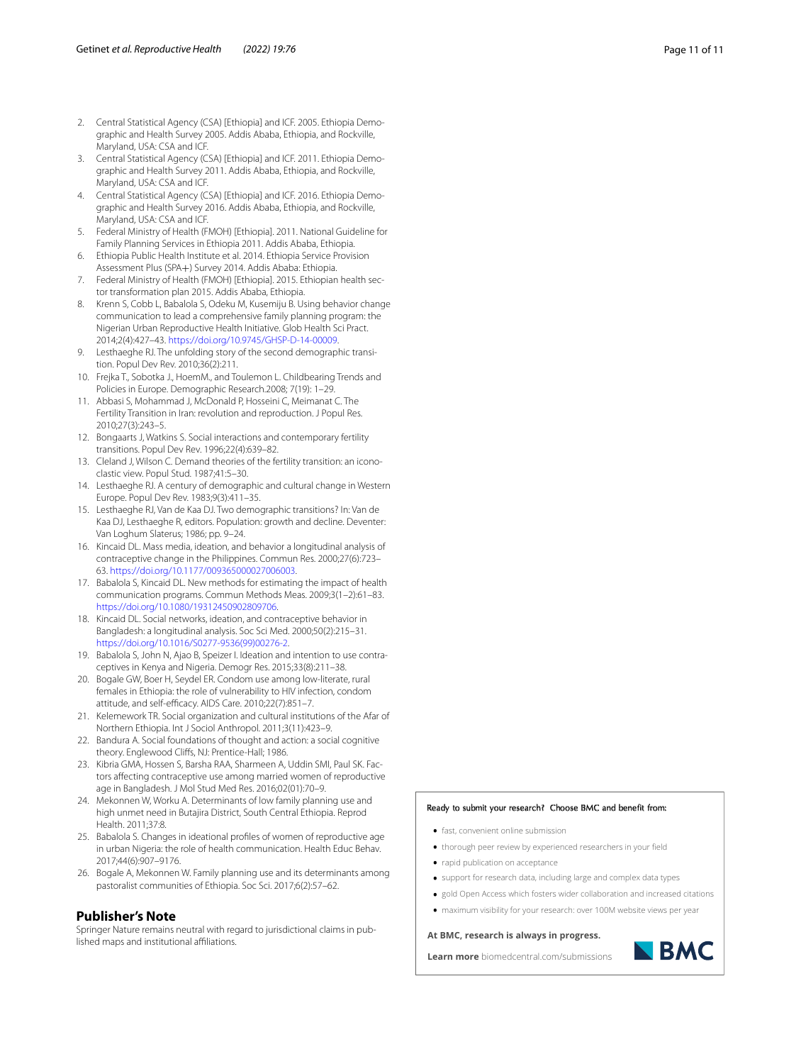2. Central Statistical Agency (CSA) [Ethiopia] and ICF. 2005. Ethiopia Demographic and Health Survey 2005. Addis Ababa, Ethiopia, and Rockville, Maryland, USA: CSA and ICF.
3. Central Statistical Agency (CSA) [Ethiopia] and ICF. 2011. Ethiopia Demographic and Health Survey 2011. Addis Ababa, Ethiopia, and Rockville, Maryland, USA: CSA and ICF.
4. Central Statistical Agency (CSA) [Ethiopia] and ICF. 2016. Ethiopia Demographic and Health Survey 2016. Addis Ababa, Ethiopia, and Rockville, Maryland, USA: CSA and ICF.
5. Federal Ministry of Health (FMOH) [Ethiopia]. 2011. National Guideline for Family Planning Services in Ethiopia 2011. Addis Ababa, Ethiopia.
6. Ethiopia Public Health Institute et al. 2014. Ethiopia Service Provision Assessment Plus (SPA+) Survey 2014. Addis Ababa: Ethiopia.
7. Federal Ministry of Health (FMOH) [Ethiopia]. 2015. Ethiopian health sector transformation plan 2015. Addis Ababa, Ethiopia.
8. Krenn S, Cobb L, Babalola S, Odeku M, Kusemiju B. Using behavior change communication to lead a comprehensive family planning program: the Nigerian Urban Reproductive Health Initiative. Glob Health Sci Pract. 2014;2(4):427–43. https://doi.org/10.9745/GHSP-D-14-00009.
9. Lesthaeghe RJ. The unfolding story of the second demographic transition. Popul Dev Rev. 2010;36(2):211.
10. Frejka T., Sobotka J., HoemM., and Toulemon L. Childbearing Trends and Policies in Europe. Demographic Research.2008; 7(19): 1–29.
11. Abbasi S, Mohammad J, McDonald P, Hosseini C, Meimanat C. The Fertility Transition in Iran: revolution and reproduction. J Popul Res. 2010;27(3):243–5.
12. Bongaarts J, Watkins S. Social interactions and contemporary fertility transitions. Popul Dev Rev. 1996;22(4):639–82.
13. Cleland J, Wilson C. Demand theories of the fertility transition: an iconoclastic view. Popul Stud. 1987;41:5–30.
14. Lesthaeghe RJ. A century of demographic and cultural change in Western Europe. Popul Dev Rev. 1983;9(3):411–35.
15. Lesthaeghe RJ, Van de Kaa DJ. Two demographic transitions? In: Van de Kaa DJ, Lesthaeghe R, editors. Population: growth and decline. Deventer: Van Loghum Slaterus; 1986; pp. 9–24.
16. Kincaid DL. Mass media, ideation, and behavior a longitudinal analysis of contraceptive change in the Philippines. Commun Res. 2000;27(6):723–63. https://doi.org/10.1177/009365000027006003.
17. Babalola S, Kincaid DL. New methods for estimating the impact of health communication programs. Commun Methods Meas. 2009;3(1–2):61–83. https://doi.org/10.1080/19312450902809706.
18. Kincaid DL. Social networks, ideation, and contraceptive behavior in Bangladesh: a longitudinal analysis. Soc Sci Med. 2000;50(2):215–31. https://doi.org/10.1016/S0277-9536(99)00276-2.
19. Babalola S, John N, Ajao B, Speizer I. Ideation and intention to use contraceptives in Kenya and Nigeria. Demogr Res. 2015;33(8):211–38.
20. Bogale GW, Boer H, Seydel ER. Condom use among low-literate, rural females in Ethiopia: the role of vulnerability to HIV infection, condom attitude, and self-efficacy. AIDS Care. 2010;22(7):851–7.
21. Kelemework TR. Social organization and cultural institutions of the Afar of Northern Ethiopia. Int J Sociol Anthropol. 2011;3(11):423–9.
22. Bandura A. Social foundations of thought and action: a social cognitive theory. Englewood Cliffs, NJ: Prentice-Hall; 1986.
23. Kibria GMA, Hossen S, Barsha RAA, Sharmeen A, Uddin SMI, Paul SK. Factors affecting contraceptive use among married women of reproductive age in Bangladesh. J Mol Stud Med Res. 2016;02(01):70–9.
24. Mekonnen W, Worku A. Determinants of low family planning use and high unmet need in Butajira District, South Central Ethiopia. Reprod Health. 2011;37:8.
25. Babalola S. Changes in ideational profiles of women of reproductive age in urban Nigeria: the role of health communication. Health Educ Behav. 2017;44(6):907–9176.
26. Bogale A, Mekonnen W. Family planning use and its determinants among pastoralist communities of Ethiopia. Soc Sci. 2017;6(2):57–62.

## Publisher's Note

Springer Nature remains neutral with regard to jurisdictional claims in published maps and institutional affiliations.

Ready to submit your research? Choose BMC and benefit from:

- fast, convenient online submission
- thorough peer review by experienced researchers in your field
- rapid publication on acceptance
- support for research data, including large and complex data types
- gold Open Access which fosters wider collaboration and increased citations
- maximum visibility for your research: over 100M website views per year

**At BMC, research is always in progress.**

**Learn more** biomedcentral.com/submissions

BMC